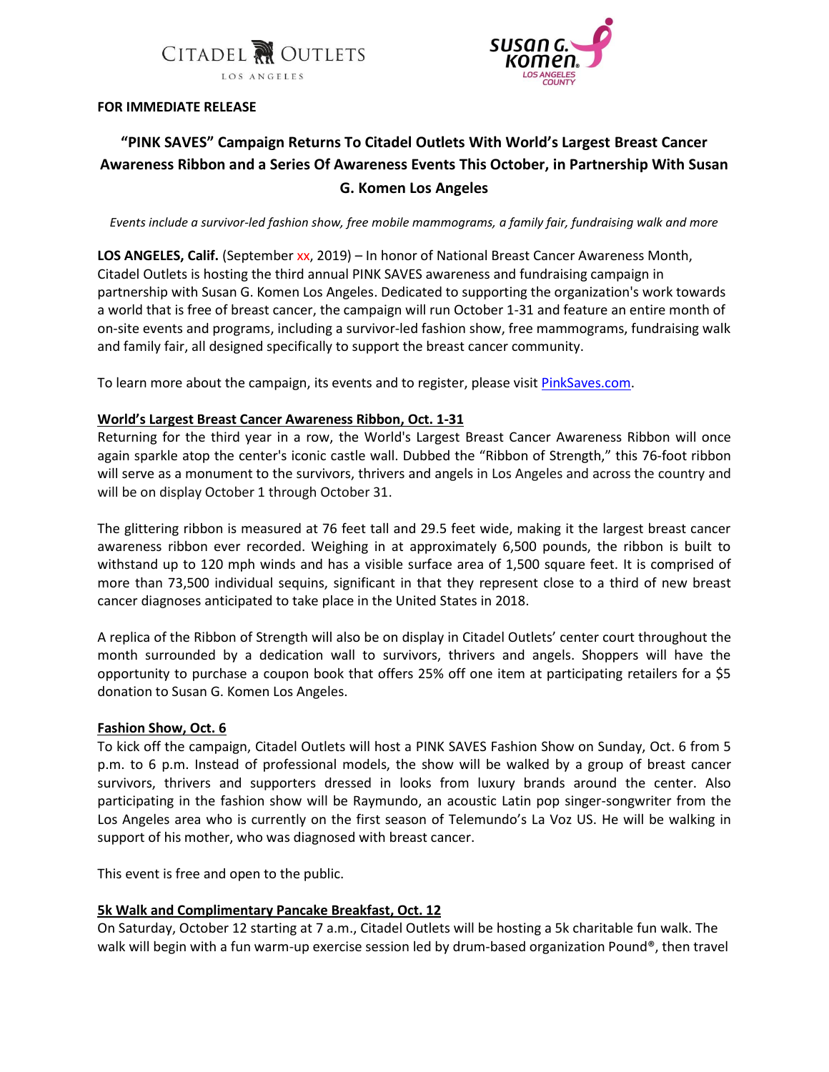**FOR IMMEDIATE RELEASE**

# "PINK SAVES" Campaign Returns To Citadel Outlets With World's Largest Breast Cancer Awareness Ribbon and a Series Of Awareness Events This October, in Partnership With Susan G. Komen Los Angeles

*Events include a survivor-led fashion show, free mobile mammograms, a family fair, fundraising walk and more*

**LOS ANGELES, Calif.** (September xx, 2019) – In honor of National Breast Cancer Awareness Month, Citadel Outlets is hosting the third annual PINK SAVES awareness and fundraising campaign in partnership with Susan G. Komen Los Angeles. Dedicated to supporting the organization's work towards a world that is free of breast cancer, the campaign will run October 1-31 and feature an entire month of on-site events and programs, including a survivor-led fashion show, free mammograms, fundraising walk and family fair, all designed specifically to support the breast cancer community.

To learn more about the campaign, its events and to register, please visit PinkSaves.com.

## World's Largest Breast Cancer Awareness Ribbon, Oct. 1-31

Returning for the third year in a row, the World's Largest Breast Cancer Awareness Ribbon will once again sparkle atop the center's iconic castle wall. Dubbed the "Ribbon of Strength," this 76-foot ribbon will serve as a monument to the survivors, thrivers and angels in Los Angeles and across the country and will be on display October 1 through October 31.

The glittering ribbon is measured at 76 feet tall and 29.5 feet wide, making it the largest breast cancer awareness ribbon ever recorded. Weighing in at approximately 6,500 pounds, the ribbon is built to withstand up to 120 mph winds and has a visible surface area of 1,500 square feet. It is comprised of more than 73,500 individual sequins, significant in that they represent close to a third of new breast cancer diagnoses anticipated to take place in the United States in 2018.

A replica of the Ribbon of Strength will also be on display in Citadel Outlets' center court throughout the month surrounded by a dedication wall to survivors, thrivers and angels. Shoppers will have the opportunity to purchase a coupon book that offers 25% off one item at participating retailers for a $5 donation to Susan G. Komen Los Angeles.

## Fashion Show, Oct. 6

To kick off the campaign, Citadel Outlets will host a PINK SAVES Fashion Show on Sunday, Oct. 6 from 5 p.m. to 6 p.m. Instead of professional models, the show will be walked by a group of breast cancer survivors, thrivers and supporters dressed in looks from luxury brands around the center. Also participating in the fashion show will be Raymundo, an acoustic Latin pop singer-songwriter from the Los Angeles area who is currently on the first season of Telemundo's La Voz US. He will be walking in support of his mother, who was diagnosed with breast cancer.

This event is free and open to the public.

## 5k Walk and Complimentary Pancake Breakfast, Oct. 12

On Saturday, October 12 starting at 7 a.m., Citadel Outlets will be hosting a 5k charitable fun walk. The walk will begin with a fun warm-up exercise session led by drum-based organization Pound®, then travel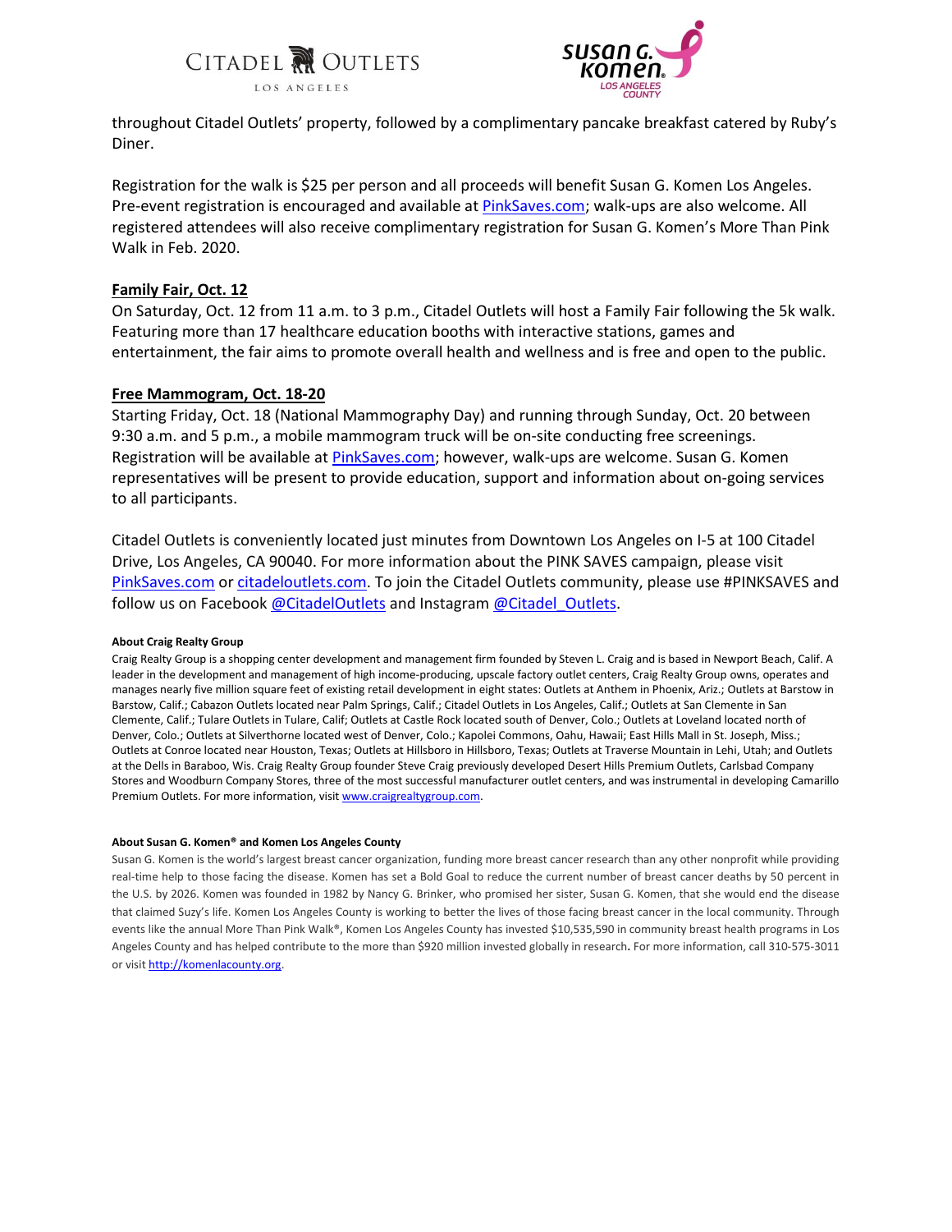throughout Citadel Outlets' property, followed by a complimentary pancake breakfast catered by Ruby's Diner.

Registration for the walk is $25 per person and all proceeds will benefit Susan G. Komen Los Angeles. Pre-event registration is encouraged and available at PinkSaves.com; walk-ups are also welcome. All registered attendees will also receive complimentary registration for Susan G. Komen's More Than Pink Walk in Feb. 2020.

**Family Fair, Oct. 12**

On Saturday, Oct. 12 from 11 a.m. to 3 p.m., Citadel Outlets will host a Family Fair following the 5k walk. Featuring more than 17 healthcare education booths with interactive stations, games and entertainment, the fair aims to promote overall health and wellness and is free and open to the public.

**Free Mammogram, Oct. 18-20**

Starting Friday, Oct. 18 (National Mammography Day) and running through Sunday, Oct. 20 between 9:30 a.m. and 5 p.m., a mobile mammogram truck will be on-site conducting free screenings. Registration will be available at PinkSaves.com; however, walk-ups are welcome. Susan G. Komen representatives will be present to provide education, support and information about on-going services to all participants.

Citadel Outlets is conveniently located just minutes from Downtown Los Angeles on I-5 at 100 Citadel Drive, Los Angeles, CA 90040. For more information about the PINK SAVES campaign, please visit PinkSaves.com or citadeloutlets.com. To join the Citadel Outlets community, please use #PINKSAVES and follow us on Facebook @CitadelOutlets and Instagram @Citadel_Outlets.

**About Craig Realty Group**

Craig Realty Group is a shopping center development and management firm founded by Steven L. Craig and is based in Newport Beach, Calif. A leader in the development and management of high income-producing, upscale factory outlet centers, Craig Realty Group owns, operates and manages nearly five million square feet of existing retail development in eight states: Outlets at Anthem in Phoenix, Ariz.; Outlets at Barstow in Barstow, Calif.; Cabazon Outlets located near Palm Springs, Calif.; Citadel Outlets in Los Angeles, Calif.; Outlets at San Clemente in San Clemente, Calif.; Tulare Outlets in Tulare, Calif; Outlets at Castle Rock located south of Denver, Colo.; Outlets at Loveland located north of Denver, Colo.; Outlets at Silverthorne located west of Denver, Colo.; Kapolei Commons, Oahu, Hawaii; East Hills Mall in St. Joseph, Miss.; Outlets at Conroe located near Houston, Texas; Outlets at Hillsboro in Hillsboro, Texas; Outlets at Traverse Mountain in Lehi, Utah; and Outlets at the Dells in Baraboo, Wis. Craig Realty Group founder Steve Craig previously developed Desert Hills Premium Outlets, Carlsbad Company Stores and Woodburn Company Stores, three of the most successful manufacturer outlet centers, and was instrumental in developing Camarillo Premium Outlets. For more information, visit www.craigrealtygroup.com.

**About Susan G. Komen® and Komen Los Angeles County**

Susan G. Komen is the world's largest breast cancer organization, funding more breast cancer research than any other nonprofit while providing real-time help to those facing the disease. Komen has set a Bold Goal to reduce the current number of breast cancer deaths by 50 percent in the U.S. by 2026. Komen was founded in 1982 by Nancy G. Brinker, who promised her sister, Susan G. Komen, that she would end the disease that claimed Suzy's life. Komen Los Angeles County is working to better the lives of those facing breast cancer in the local community. Through events like the annual More Than Pink Walk®, Komen Los Angeles County has invested $10,535,590 in community breast health programs in Los Angeles County and has helped contribute to the more than $920 million invested globally in research**.** For more information, call 310-575-3011 or visit http://komenlacounty.org.